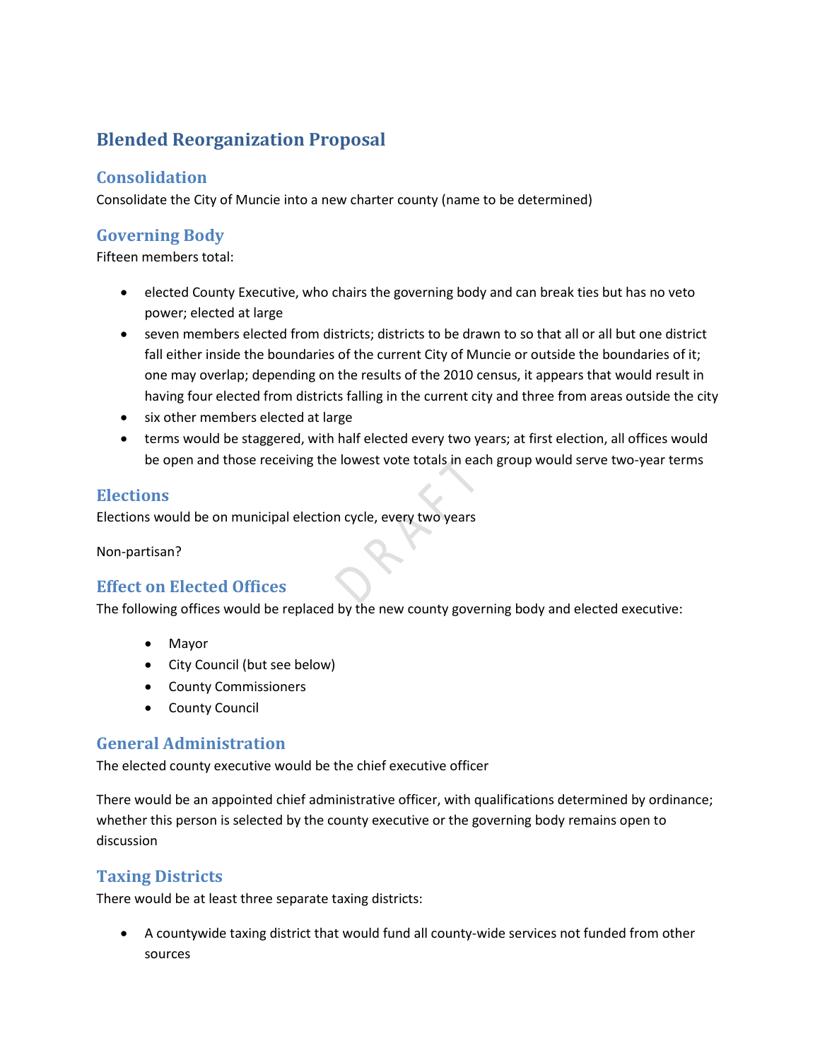# Blended Reorganization Proposal

## Consolidation

Consolidate the City of Muncie into a new charter county (name to be determined)

## Governing Body

Fifteen members total:

- elected County Executive, who chairs the governing body and can break ties but has no veto power; elected at large
- seven members elected from districts; districts to be drawn to so that all or all but one district fall either inside the boundaries of the current City of Muncie or outside the boundaries of it; one may overlap; depending on the results of the 2010 census, it appears that would result in having four elected from districts falling in the current city and three from areas outside the city
- six other members elected at large
- terms would be staggered, with half elected every two years; at first election, all offices would be open and those receiving the lowest vote totals in each group would serve two-year terms

## Elections

Elections would be on municipal election cycle, every two years

Non-partisan?

## Effect on Elected Offices

The following offices would be replaced by the new county governing body and elected executive:

- Mayor
- City Council (but see below)
- County Commissioners
- County Council

## General Administration

The elected county executive would be the chief executive officer

There would be an appointed chief administrative officer, with qualifications determined by ordinance; whether this person is selected by the county executive or the governing body remains open to discussion

## Taxing Districts

There would be at least three separate taxing districts:

- A countywide taxing district that would fund all county-wide services not funded from other sources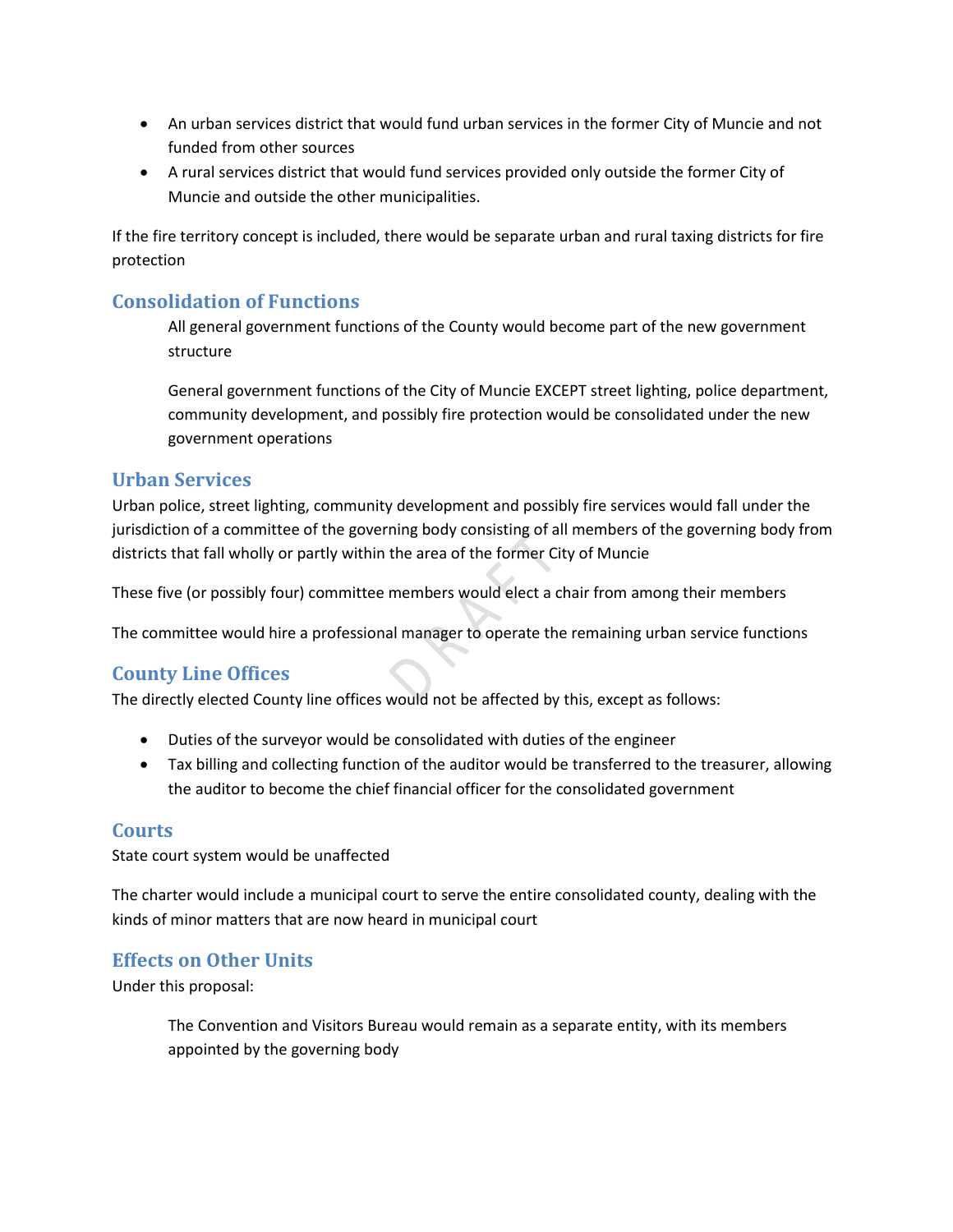- An urban services district that would fund urban services in the former City of Muncie and not funded from other sources
- A rural services district that would fund services provided only outside the former City of Muncie and outside the other municipalities.

If the fire territory concept is included, there would be separate urban and rural taxing districts for fire protection

## Consolidation of Functions

All general government functions of the County would become part of the new government structure

General government functions of the City of Muncie EXCEPT street lighting, police department, community development, and possibly fire protection would be consolidated under the new government operations

## Urban Services

Urban police, street lighting, community development and possibly fire services would fall under the jurisdiction of a committee of the governing body consisting of all members of the governing body from districts that fall wholly or partly within the area of the former City of Muncie

These five (or possibly four) committee members would elect a chair from among their members

The committee would hire a professional manager to operate the remaining urban service functions

## County Line Offices

The directly elected County line offices would not be affected by this, except as follows:

- Duties of the surveyor would be consolidated with duties of the engineer
- Tax billing and collecting function of the auditor would be transferred to the treasurer, allowing the auditor to become the chief financial officer for the consolidated government

## Courts

State court system would be unaffected

The charter would include a municipal court to serve the entire consolidated county, dealing with the kinds of minor matters that are now heard in municipal court

## Effects on Other Units

Under this proposal:

The Convention and Visitors Bureau would remain as a separate entity, with its members appointed by the governing body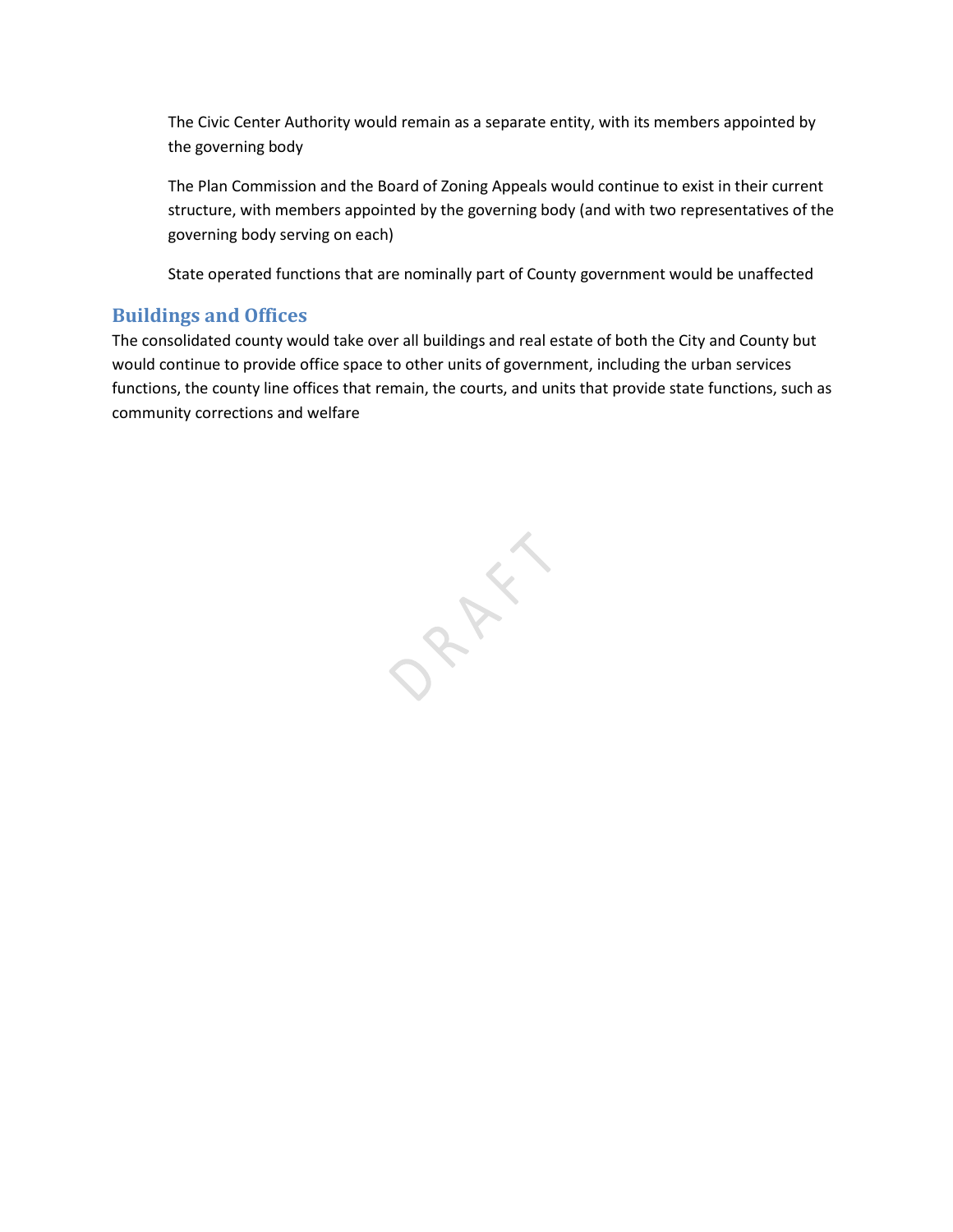The Civic Center Authority would remain as a separate entity, with its members appointed by the governing body

The Plan Commission and the Board of Zoning Appeals would continue to exist in their current structure, with members appointed by the governing body (and with two representatives of the governing body serving on each)

State operated functions that are nominally part of County government would be unaffected

## Buildings and Offices

The consolidated county would take over all buildings and real estate of both the City and County but would continue to provide office space to other units of government, including the urban services functions, the county line offices that remain, the courts, and units that provide state functions, such as community corrections and welfare